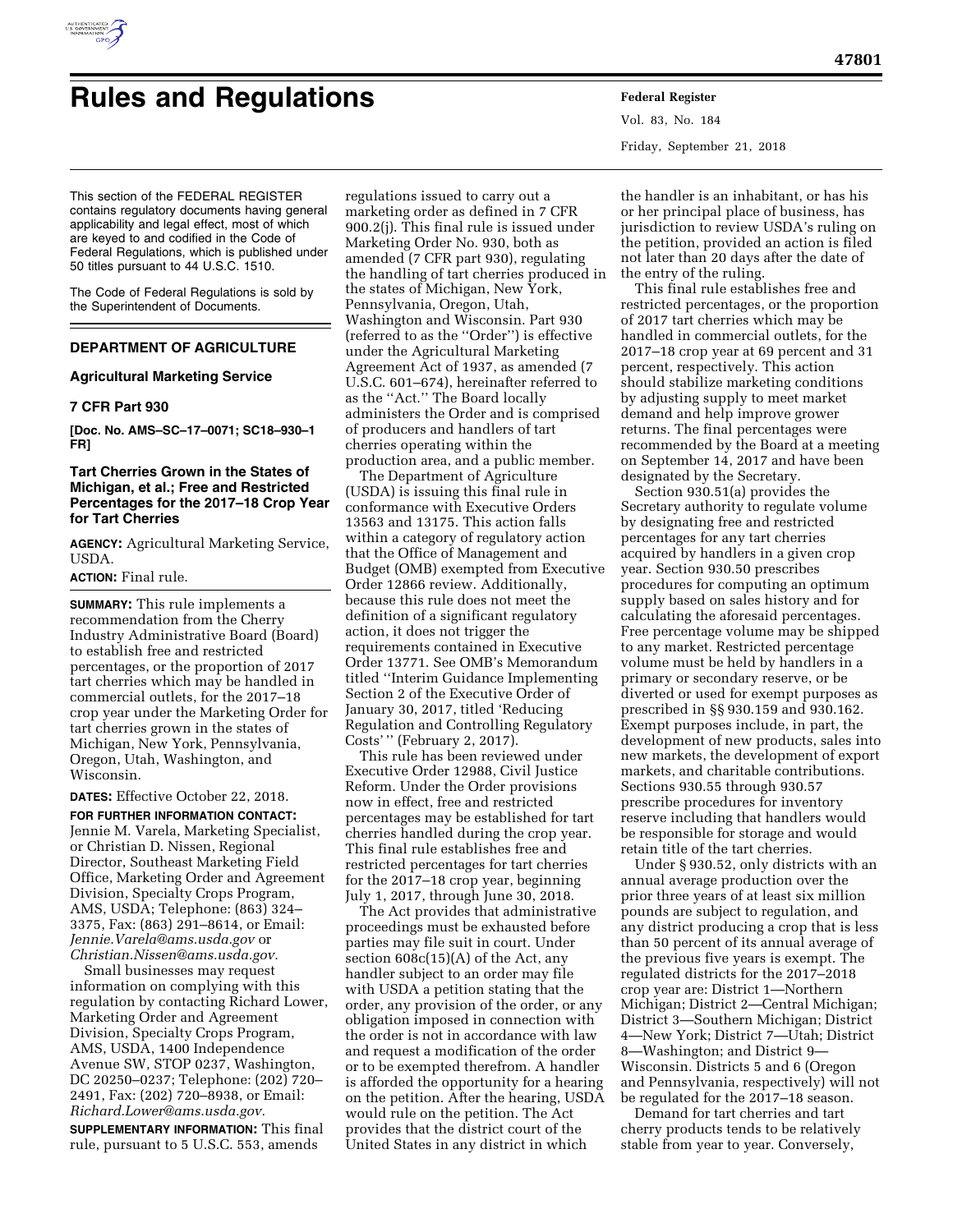# Rules and Regulations

This section of the FEDERAL REGISTER contains regulatory documents having general applicability and legal effect, most of which are keyed to and codified in the Code of Federal Regulations, which is published under 50 titles pursuant to 44 U.S.C. 1510.

The Code of Federal Regulations is sold by the Superintendent of Documents.

## DEPARTMENT OF AGRICULTURE

### Agricultural Marketing Service

### 7 CFR Part 930

**[Doc. No. AMS–SC–17–0071; SC18–930–1 FR]**

### Tart Cherries Grown in the States of Michigan, et al.; Free and Restricted Percentages for the 2017–18 Crop Year for Tart Cherries

**AGENCY:** Agricultural Marketing Service, USDA.

**ACTION:** Final rule.

**SUMMARY:** This rule implements a recommendation from the Cherry Industry Administrative Board (Board) to establish free and restricted percentages, or the proportion of 2017 tart cherries which may be handled in commercial outlets, for the 2017–18 crop year under the Marketing Order for tart cherries grown in the states of Michigan, New York, Pennsylvania, Oregon, Utah, Washington, and Wisconsin.

**DATES:** Effective October 22, 2018.

**FOR FURTHER INFORMATION CONTACT:** Jennie M. Varela, Marketing Specialist, or Christian D. Nissen, Regional Director, Southeast Marketing Field Office, Marketing Order and Agreement Division, Specialty Crops Program, AMS, USDA; Telephone: (863) 324–3375, Fax: (863) 291–8614, or Email: *Jennie.Varela@ams.usda.gov* or *Christian.Nissen@ams.usda.gov.*

Small businesses may request information on complying with this regulation by contacting Richard Lower, Marketing Order and Agreement Division, Specialty Crops Program, AMS, USDA, 1400 Independence Avenue SW, STOP 0237, Washington, DC 20250–0237; Telephone: (202) 720–2491, Fax: (202) 720–8938, or Email: *Richard.Lower@ams.usda.gov.*

**SUPPLEMENTARY INFORMATION:** This final rule, pursuant to 5 U.S.C. 553, amends regulations issued to carry out a marketing order as defined in 7 CFR 900.2(j). This final rule is issued under Marketing Order No. 930, both as amended (7 CFR part 930), regulating the handling of tart cherries produced in the states of Michigan, New York, Pennsylvania, Oregon, Utah, Washington and Wisconsin. Part 930 (referred to as the ''Order'') is effective under the Agricultural Marketing Agreement Act of 1937, as amended (7 U.S.C. 601–674), hereinafter referred to as the ''Act.'' The Board locally administers the Order and is comprised of producers and handlers of tart cherries operating within the production area, and a public member.

The Department of Agriculture (USDA) is issuing this final rule in conformance with Executive Orders 13563 and 13175. This action falls within a category of regulatory action that the Office of Management and Budget (OMB) exempted from Executive Order 12866 review. Additionally, because this rule does not meet the definition of a significant regulatory action, it does not trigger the requirements contained in Executive Order 13771. See OMB's Memorandum titled ''Interim Guidance Implementing Section 2 of the Executive Order of January 30, 2017, titled 'Reducing Regulation and Controlling Regulatory Costs' '' (February 2, 2017).

This rule has been reviewed under Executive Order 12988, Civil Justice Reform. Under the Order provisions now in effect, free and restricted percentages may be established for tart cherries handled during the crop year. This final rule establishes free and restricted percentages for tart cherries for the 2017–18 crop year, beginning July 1, 2017, through June 30, 2018.

The Act provides that administrative proceedings must be exhausted before parties may file suit in court. Under section 608c(15)(A) of the Act, any handler subject to an order may file with USDA a petition stating that the order, any provision of the order, or any obligation imposed in connection with the order is not in accordance with law and request a modification of the order or to be exempted therefrom. A handler is afforded the opportunity for a hearing on the petition. After the hearing, USDA would rule on the petition. The Act provides that the district court of the United States in any district in which the handler is an inhabitant, or has his or her principal place of business, has jurisdiction to review USDA's ruling on the petition, provided an action is filed not later than 20 days after the date of the entry of the ruling.

This final rule establishes free and restricted percentages, or the proportion of 2017 tart cherries which may be handled in commercial outlets, for the 2017–18 crop year at 69 percent and 31 percent, respectively. This action should stabilize marketing conditions by adjusting supply to meet market demand and help improve grower returns. The final percentages were recommended by the Board at a meeting on September 14, 2017 and have been designated by the Secretary.

Section 930.51(a) provides the Secretary authority to regulate volume by designating free and restricted percentages for any tart cherries acquired by handlers in a given crop year. Section 930.50 prescribes procedures for computing an optimum supply based on sales history and for calculating the aforesaid percentages. Free percentage volume may be shipped to any market. Restricted percentage volume must be held by handlers in a primary or secondary reserve, or be diverted or used for exempt purposes as prescribed in §§ 930.159 and 930.162. Exempt purposes include, in part, the development of new products, sales into new markets, the development of export markets, and charitable contributions. Sections 930.55 through 930.57 prescribe procedures for inventory reserve including that handlers would be responsible for storage and would retain title of the tart cherries.

Under § 930.52, only districts with an annual average production over the prior three years of at least six million pounds are subject to regulation, and any district producing a crop that is less than 50 percent of its annual average of the previous five years is exempt. The regulated districts for the 2017–2018 crop year are: District 1—Northern Michigan; District 2—Central Michigan; District 3—Southern Michigan; District 4—New York; District 7—Utah; District 8—Washington; and District 9—Wisconsin. Districts 5 and 6 (Oregon and Pennsylvania, respectively) will not be regulated for the 2017–18 season.

Demand for tart cherries and tart cherry products tends to be relatively stable from year to year. Conversely,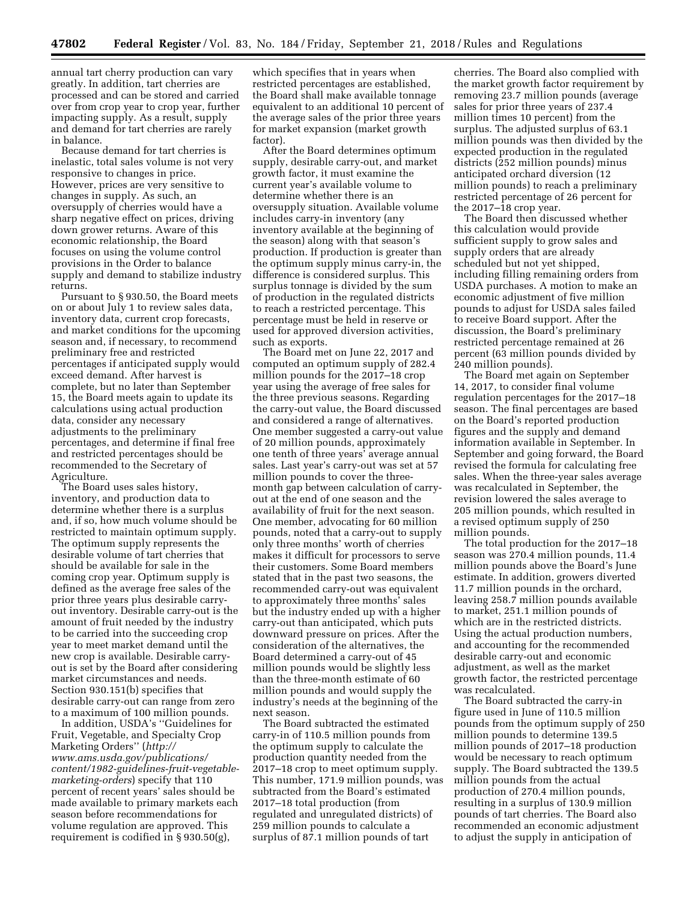annual tart cherry production can vary greatly. In addition, tart cherries are processed and can be stored and carried over from crop year to crop year, further impacting supply. As a result, supply and demand for tart cherries are rarely in balance.

Because demand for tart cherries is inelastic, total sales volume is not very responsive to changes in price. However, prices are very sensitive to changes in supply. As such, an oversupply of cherries would have a sharp negative effect on prices, driving down grower returns. Aware of this economic relationship, the Board focuses on using the volume control provisions in the Order to balance supply and demand to stabilize industry returns.

Pursuant to § 930.50, the Board meets on or about July 1 to review sales data, inventory data, current crop forecasts, and market conditions for the upcoming season and, if necessary, to recommend preliminary free and restricted percentages if anticipated supply would exceed demand. After harvest is complete, but no later than September 15, the Board meets again to update its calculations using actual production data, consider any necessary adjustments to the preliminary percentages, and determine if final free and restricted percentages should be recommended to the Secretary of Agriculture.

The Board uses sales history, inventory, and production data to determine whether there is a surplus and, if so, how much volume should be restricted to maintain optimum supply. The optimum supply represents the desirable volume of tart cherries that should be available for sale in the coming crop year. Optimum supply is defined as the average free sales of the prior three years plus desirable carry-out inventory. Desirable carry-out is the amount of fruit needed by the industry to be carried into the succeeding crop year to meet market demand until the new crop is available. Desirable carry-out is set by the Board after considering market circumstances and needs. Section 930.151(b) specifies that desirable carry-out can range from zero to a maximum of 100 million pounds.

In addition, USDA's "Guidelines for Fruit, Vegetable, and Specialty Crop Marketing Orders" (*http://www.ams.usda.gov/publications/content/1982-guidelines-fruit-vegetable-marketing-orders*) specify that 110 percent of recent years' sales should be made available to primary markets each season before recommendations for volume regulation are approved. This requirement is codified in § 930.50(g), which specifies that in years when restricted percentages are established, the Board shall make available tonnage equivalent to an additional 10 percent of the average sales of the prior three years for market expansion (market growth factor).

After the Board determines optimum supply, desirable carry-out, and market growth factor, it must examine the current year's available volume to determine whether there is an oversupply situation. Available volume includes carry-in inventory (any inventory available at the beginning of the season) along with that season's production. If production is greater than the optimum supply minus carry-in, the difference is considered surplus. This surplus tonnage is divided by the sum of production in the regulated districts to reach a restricted percentage. This percentage must be held in reserve or used for approved diversion activities, such as exports.

The Board met on June 22, 2017 and computed an optimum supply of 282.4 million pounds for the 2017–18 crop year using the average of free sales for the three previous seasons. Regarding the carry-out value, the Board discussed and considered a range of alternatives. One member suggested a carry-out value of 20 million pounds, approximately one tenth of three years' average annual sales. Last year's carry-out was set at 57 million pounds to cover the three-month gap between calculation of carry-out at the end of one season and the availability of fruit for the next season. One member, advocating for 60 million pounds, noted that a carry-out to supply only three months' worth of cherries makes it difficult for processors to serve their customers. Some Board members stated that in the past two seasons, the recommended carry-out was equivalent to approximately three months' sales but the industry ended up with a higher carry-out than anticipated, which puts downward pressure on prices. After the consideration of the alternatives, the Board determined a carry-out of 45 million pounds would be slightly less than the three-month estimate of 60 million pounds and would supply the industry's needs at the beginning of the next season.

The Board subtracted the estimated carry-in of 110.5 million pounds from the optimum supply to calculate the production quantity needed from the 2017–18 crop to meet optimum supply. This number, 171.9 million pounds, was subtracted from the Board's estimated 2017–18 total production (from regulated and unregulated districts) of 259 million pounds to calculate a surplus of 87.1 million pounds of tart cherries. The Board also complied with the market growth factor requirement by removing 23.7 million pounds (average sales for prior three years of 237.4 million times 10 percent) from the surplus. The adjusted surplus of 63.1 million pounds was then divided by the expected production in the regulated districts (252 million pounds) minus anticipated orchard diversion (12 million pounds) to reach a preliminary restricted percentage of 26 percent for the 2017–18 crop year.

The Board then discussed whether this calculation would provide sufficient supply to grow sales and supply orders that are already scheduled but not yet shipped, including filling remaining orders from USDA purchases. A motion to make an economic adjustment of five million pounds to adjust for USDA sales failed to receive Board support. After the discussion, the Board's preliminary restricted percentage remained at 26 percent (63 million pounds divided by 240 million pounds).

The Board met again on September 14, 2017, to consider final volume regulation percentages for the 2017–18 season. The final percentages are based on the Board's reported production figures and the supply and demand information available in September. In September and going forward, the Board revised the formula for calculating free sales. When the three-year sales average was recalculated in September, the revision lowered the sales average to 205 million pounds, which resulted in a revised optimum supply of 250 million pounds.

The total production for the 2017–18 season was 270.4 million pounds, 11.4 million pounds above the Board's June estimate. In addition, growers diverted 11.7 million pounds in the orchard, leaving 258.7 million pounds available to market, 251.1 million pounds of which are in the restricted districts. Using the actual production numbers, and accounting for the recommended desirable carry-out and economic adjustment, as well as the market growth factor, the restricted percentage was recalculated.

The Board subtracted the carry-in figure used in June of 110.5 million pounds from the optimum supply of 250 million pounds to determine 139.5 million pounds of 2017–18 production would be necessary to reach optimum supply. The Board subtracted the 139.5 million pounds from the actual production of 270.4 million pounds, resulting in a surplus of 130.9 million pounds of tart cherries. The Board also recommended an economic adjustment to adjust the supply in anticipation of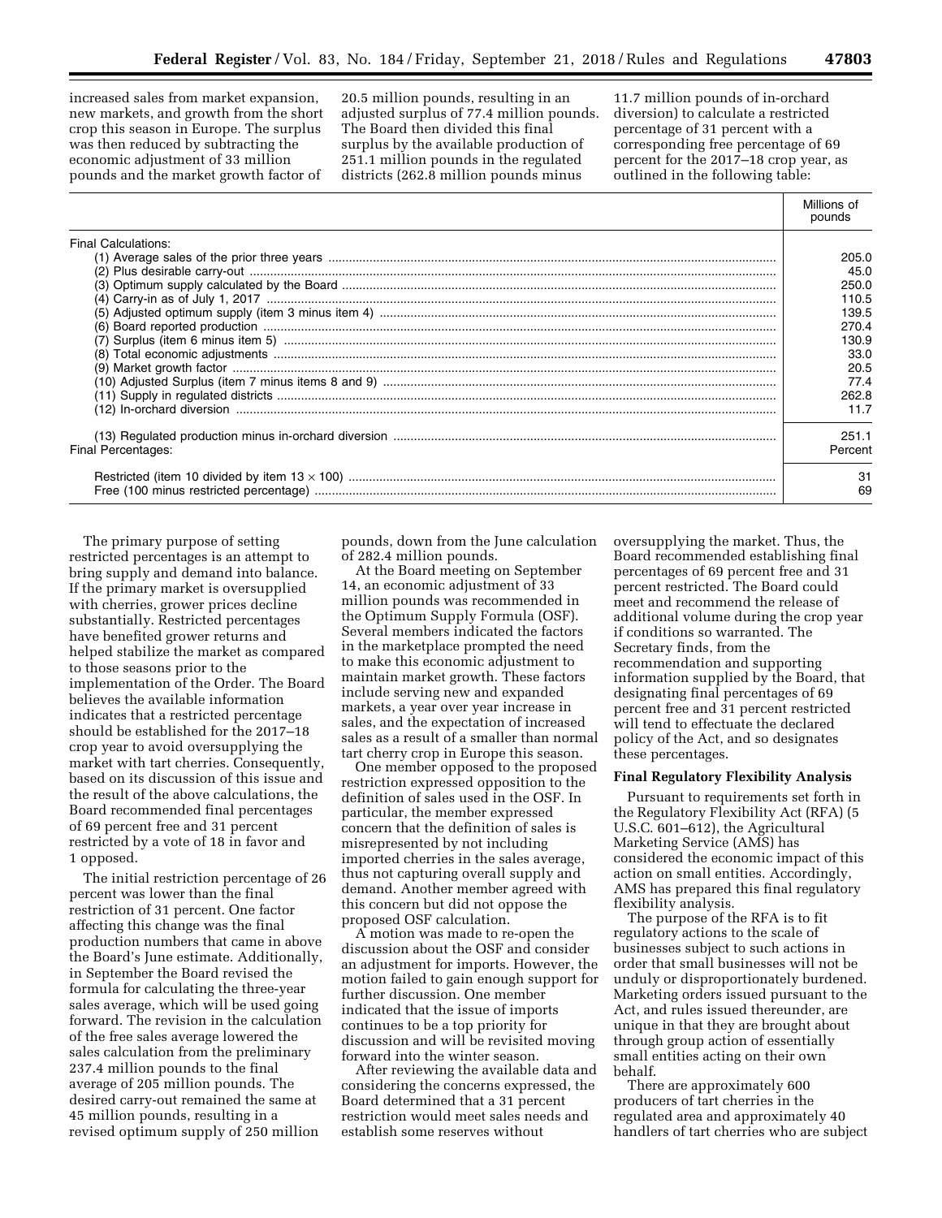increased sales from market expansion, new markets, and growth from the short crop this season in Europe. The surplus was then reduced by subtracting the economic adjustment of 33 million pounds and the market growth factor of 20.5 million pounds, resulting in an adjusted surplus of 77.4 million pounds. The Board then divided this final surplus by the available production of 251.1 million pounds in the regulated districts (262.8 million pounds minus 11.7 million pounds of in-orchard diversion) to calculate a restricted percentage of 31 percent with a corresponding free percentage of 69 percent for the 2017–18 crop year, as outlined in the following table:

| | Millions of pounds |
|---|---|
| Final Calculations: | |
| (1) Average sales of the prior three years | 205.0 |
| (2) Plus desirable carry-out | 45.0 |
| (3) Optimum supply calculated by the Board | 250.0 |
| (4) Carry-in as of July 1, 2017 | 110.5 |
| (5) Adjusted optimum supply (item 3 minus item 4) | 139.5 |
| (6) Board reported production | 270.4 |
| (7) Surplus (item 6 minus item 5) | 130.9 |
| (8) Total economic adjustments | 33.0 |
| (9) Market growth factor | 20.5 |
| (10) Adjusted Surplus (item 7 minus items 8 and 9) | 77.4 |
| (11) Supply in regulated districts | 262.8 |
| (12) In-orchard diversion | 11.7 |
| (13) Regulated production minus in-orchard diversion | 251.1 |
| Final Percentages: | Percent |
| Restricted (item 10 divided by item 13 × 100) | 31 |
| Free (100 minus restricted percentage) | 69 |

The primary purpose of setting restricted percentages is an attempt to bring supply and demand into balance. If the primary market is oversupplied with cherries, grower prices decline substantially. Restricted percentages have benefited grower returns and helped stabilize the market as compared to those seasons prior to the implementation of the Order. The Board believes the available information indicates that a restricted percentage should be established for the 2017–18 crop year to avoid oversupplying the market with tart cherries. Consequently, based on its discussion of this issue and the result of the above calculations, the Board recommended final percentages of 69 percent free and 31 percent restricted by a vote of 18 in favor and 1 opposed.

The initial restriction percentage of 26 percent was lower than the final restriction of 31 percent. One factor affecting this change was the final production numbers that came in above the Board's June estimate. Additionally, in September the Board revised the formula for calculating the three-year sales average, which will be used going forward. The revision in the calculation of the free sales average lowered the sales calculation from the preliminary 237.4 million pounds to the final average of 205 million pounds. The desired carry-out remained the same at 45 million pounds, resulting in a revised optimum supply of 250 million pounds, down from the June calculation of 282.4 million pounds.

At the Board meeting on September 14, an economic adjustment of 33 million pounds was recommended in the Optimum Supply Formula (OSF). Several members indicated the factors in the marketplace prompted the need to make this economic adjustment to maintain market growth. These factors include serving new and expanded markets, a year over year increase in sales, and the expectation of increased sales as a result of a smaller than normal tart cherry crop in Europe this season.

One member opposed to the proposed restriction expressed opposition to the definition of sales used in the OSF. In particular, the member expressed concern that the definition of sales is misrepresented by not including imported cherries in the sales average, thus not capturing overall supply and demand. Another member agreed with this concern but did not oppose the proposed OSF calculation.

A motion was made to re-open the discussion about the OSF and consider an adjustment for imports. However, the motion failed to gain enough support for further discussion. One member indicated that the issue of imports continues to be a top priority for discussion and will be revisited moving forward into the winter season.

After reviewing the available data and considering the concerns expressed, the Board determined that a 31 percent restriction would meet sales needs and establish some reserves without oversupplying the market. Thus, the Board recommended establishing final percentages of 69 percent free and 31 percent restricted. The Board could meet and recommend the release of additional volume during the crop year if conditions so warranted. The Secretary finds, from the recommendation and supporting information supplied by the Board, that designating final percentages of 69 percent free and 31 percent restricted will tend to effectuate the declared policy of the Act, and so designates these percentages.

**Final Regulatory Flexibility Analysis**

Pursuant to requirements set forth in the Regulatory Flexibility Act (RFA) (5 U.S.C. 601–612), the Agricultural Marketing Service (AMS) has considered the economic impact of this action on small entities. Accordingly, AMS has prepared this final regulatory flexibility analysis.

The purpose of the RFA is to fit regulatory actions to the scale of businesses subject to such actions in order that small businesses will not be unduly or disproportionately burdened. Marketing orders issued pursuant to the Act, and rules issued thereunder, are unique in that they are brought about through group action of essentially small entities acting on their own behalf.

There are approximately 600 producers of tart cherries in the regulated area and approximately 40 handlers of tart cherries who are subject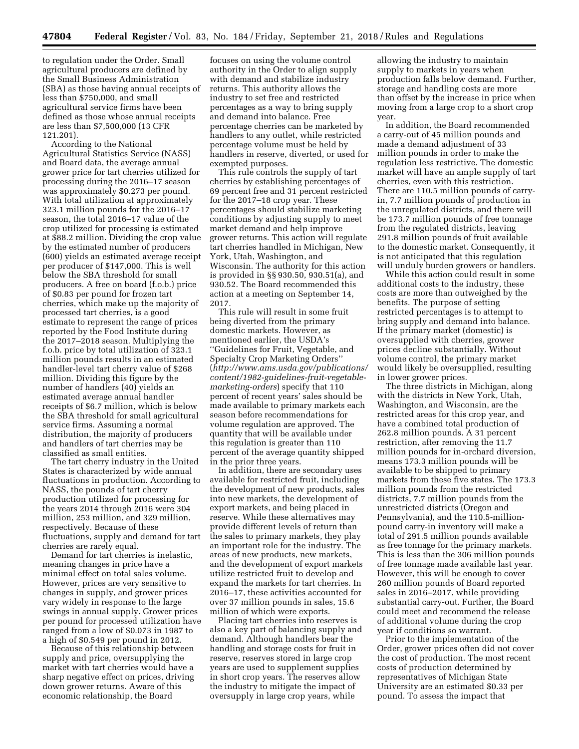to regulation under the Order. Small agricultural producers are defined by the Small Business Administration (SBA) as those having annual receipts of less than $750,000, and small agricultural service firms have been defined as those whose annual receipts are less than $7,500,000 (13 CFR 121.201).

According to the National Agricultural Statistics Service (NASS) and Board data, the average annual grower price for tart cherries utilized for processing during the 2016–17 season was approximately $0.273 per pound. With total utilization at approximately 323.1 million pounds for the 2016–17 season, the total 2016–17 value of the crop utilized for processing is estimated at $88.2 million. Dividing the crop value by the estimated number of producers (600) yields an estimated average receipt per producer of $147,000. This is well below the SBA threshold for small producers. A free on board (f.o.b.) price of $0.83 per pound for frozen tart cherries, which make up the majority of processed tart cherries, is a good estimate to represent the range of prices reported by the Food Institute during the 2017–2018 season. Multiplying the f.o.b. price by total utilization of 323.1 million pounds results in an estimated handler-level tart cherry value of $268 million. Dividing this figure by the number of handlers (40) yields an estimated average annual handler receipts of $6.7 million, which is below the SBA threshold for small agricultural service firms. Assuming a normal distribution, the majority of producers and handlers of tart cherries may be classified as small entities.

The tart cherry industry in the United States is characterized by wide annual fluctuations in production. According to NASS, the pounds of tart cherry production utilized for processing for the years 2014 through 2016 were 304 million, 253 million, and 329 million, respectively. Because of these fluctuations, supply and demand for tart cherries are rarely equal.

Demand for tart cherries is inelastic, meaning changes in price have a minimal effect on total sales volume. However, prices are very sensitive to changes in supply, and grower prices vary widely in response to the large swings in annual supply. Grower prices per pound for processed utilization have ranged from a low of $0.073 in 1987 to a high of $0.549 per pound in 2012.

Because of this relationship between supply and price, oversupplying the market with tart cherries would have a sharp negative effect on prices, driving down grower returns. Aware of this economic relationship, the Board focuses on using the volume control authority in the Order to align supply with demand and stabilize industry returns. This authority allows the industry to set free and restricted percentages as a way to bring supply and demand into balance. Free percentage cherries can be marketed by handlers to any outlet, while restricted percentage volume must be held by handlers in reserve, diverted, or used for exempted purposes.

This rule controls the supply of tart cherries by establishing percentages of 69 percent free and 31 percent restricted for the 2017–18 crop year. These percentages should stabilize marketing conditions by adjusting supply to meet market demand and help improve grower returns. This action will regulate tart cherries handled in Michigan, New York, Utah, Washington, and Wisconsin. The authority for this action is provided in §§ 930.50, 930.51(a), and 930.52. The Board recommended this action at a meeting on September 14, 2017.

This rule will result in some fruit being diverted from the primary domestic markets. However, as mentioned earlier, the USDA's ''Guidelines for Fruit, Vegetable, and Specialty Crop Marketing Orders'' (*http://www.ams.usda.gov/publications/content/1982-guidelines-fruit-vegetable-marketing-orders*) specify that 110 percent of recent years' sales should be made available to primary markets each season before recommendations for volume regulation are approved. The quantity that will be available under this regulation is greater than 110 percent of the average quantity shipped in the prior three years.

In addition, there are secondary uses available for restricted fruit, including the development of new products, sales into new markets, the development of export markets, and being placed in reserve. While these alternatives may provide different levels of return than the sales to primary markets, they play an important role for the industry. The areas of new products, new markets, and the development of export markets utilize restricted fruit to develop and expand the markets for tart cherries. In 2016–17, these activities accounted for over 37 million pounds in sales, 15.6 million of which were exports.

Placing tart cherries into reserves is also a key part of balancing supply and demand. Although handlers bear the handling and storage costs for fruit in reserve, reserves stored in large crop years are used to supplement supplies in short crop years. The reserves allow the industry to mitigate the impact of oversupply in large crop years, while allowing the industry to maintain supply to markets in years when production falls below demand. Further, storage and handling costs are more than offset by the increase in price when moving from a large crop to a short crop year.

In addition, the Board recommended a carry-out of 45 million pounds and made a demand adjustment of 33 million pounds in order to make the regulation less restrictive. The domestic market will have an ample supply of tart cherries, even with this restriction. There are 110.5 million pounds of carry-in, 7.7 million pounds of production in the unregulated districts, and there will be 173.7 million pounds of free tonnage from the regulated districts, leaving 291.8 million pounds of fruit available to the domestic market. Consequently, it is not anticipated that this regulation will unduly burden growers or handlers.

While this action could result in some additional costs to the industry, these costs are more than outweighed by the benefits. The purpose of setting restricted percentages is to attempt to bring supply and demand into balance. If the primary market (domestic) is oversupplied with cherries, grower prices decline substantially. Without volume control, the primary market would likely be oversupplied, resulting in lower grower prices.

The three districts in Michigan, along with the districts in New York, Utah, Washington, and Wisconsin, are the restricted areas for this crop year, and have a combined total production of 262.8 million pounds. A 31 percent restriction, after removing the 11.7 million pounds for in-orchard diversion, means 173.3 million pounds will be available to be shipped to primary markets from these five states. The 173.3 million pounds from the restricted districts, 7.7 million pounds from the unrestricted districts (Oregon and Pennsylvania), and the 110.5-million-pound carry-in inventory will make a total of 291.5 million pounds available as free tonnage for the primary markets. This is less than the 306 million pounds of free tonnage made available last year. However, this will be enough to cover 260 million pounds of Board reported sales in 2016–2017, while providing substantial carry-out. Further, the Board could meet and recommend the release of additional volume during the crop year if conditions so warrant.

Prior to the implementation of the Order, grower prices often did not cover the cost of production. The most recent costs of production determined by representatives of Michigan State University are an estimated $0.33 per pound. To assess the impact that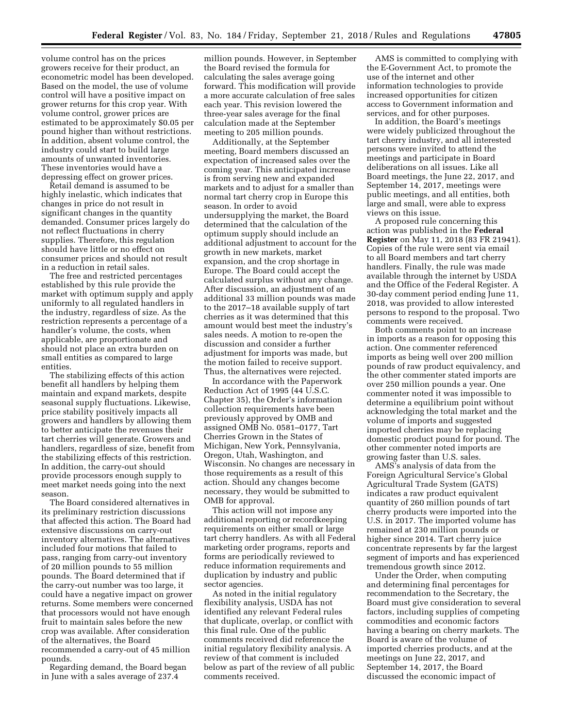volume control has on the prices growers receive for their product, an econometric model has been developed. Based on the model, the use of volume control will have a positive impact on grower returns for this crop year. With volume control, grower prices are estimated to be approximately $0.05 per pound higher than without restrictions. In addition, absent volume control, the industry could start to build large amounts of unwanted inventories. These inventories would have a depressing effect on grower prices.

Retail demand is assumed to be highly inelastic, which indicates that changes in price do not result in significant changes in the quantity demanded. Consumer prices largely do not reflect fluctuations in cherry supplies. Therefore, this regulation should have little or no effect on consumer prices and should not result in a reduction in retail sales.

The free and restricted percentages established by this rule provide the market with optimum supply and apply uniformly to all regulated handlers in the industry, regardless of size. As the restriction represents a percentage of a handler's volume, the costs, when applicable, are proportionate and should not place an extra burden on small entities as compared to large entities.

The stabilizing effects of this action benefit all handlers by helping them maintain and expand markets, despite seasonal supply fluctuations. Likewise, price stability positively impacts all growers and handlers by allowing them to better anticipate the revenues their tart cherries will generate. Growers and handlers, regardless of size, benefit from the stabilizing effects of this restriction. In addition, the carry-out should provide processors enough supply to meet market needs going into the next season.

The Board considered alternatives in its preliminary restriction discussions that affected this action. The Board had extensive discussions on carry-out inventory alternatives. The alternatives included four motions that failed to pass, ranging from carry-out inventory of 20 million pounds to 55 million pounds. The Board determined that if the carry-out number was too large, it could have a negative impact on grower returns. Some members were concerned that processors would not have enough fruit to maintain sales before the new crop was available. After consideration of the alternatives, the Board recommended a carry-out of 45 million pounds.

Regarding demand, the Board began in June with a sales average of 237.4 million pounds. However, in September the Board revised the formula for calculating the sales average going forward. This modification will provide a more accurate calculation of free sales each year. This revision lowered the three-year sales average for the final calculation made at the September meeting to 205 million pounds.

Additionally, at the September meeting, Board members discussed an expectation of increased sales over the coming year. This anticipated increase is from serving new and expanded markets and to adjust for a smaller than normal tart cherry crop in Europe this season. In order to avoid undersupplying the market, the Board determined that the calculation of the optimum supply should include an additional adjustment to account for the growth in new markets, market expansion, and the crop shortage in Europe. The Board could accept the calculated surplus without any change. After discussion, an adjustment of an additional 33 million pounds was made to the 2017–18 available supply of tart cherries as it was determined that this amount would best meet the industry's sales needs. A motion to re-open the discussion and consider a further adjustment for imports was made, but the motion failed to receive support. Thus, the alternatives were rejected.

In accordance with the Paperwork Reduction Act of 1995 (44 U.S.C. Chapter 35), the Order's information collection requirements have been previously approved by OMB and assigned OMB No. 0581–0177, Tart Cherries Grown in the States of Michigan, New York, Pennsylvania, Oregon, Utah, Washington, and Wisconsin. No changes are necessary in those requirements as a result of this action. Should any changes become necessary, they would be submitted to OMB for approval.

This action will not impose any additional reporting or recordkeeping requirements on either small or large tart cherry handlers. As with all Federal marketing order programs, reports and forms are periodically reviewed to reduce information requirements and duplication by industry and public sector agencies.

As noted in the initial regulatory flexibility analysis, USDA has not identified any relevant Federal rules that duplicate, overlap, or conflict with this final rule. One of the public comments received did reference the initial regulatory flexibility analysis. A review of that comment is included below as part of the review of all public comments received.

AMS is committed to complying with the E-Government Act, to promote the use of the internet and other information technologies to provide increased opportunities for citizen access to Government information and services, and for other purposes.

In addition, the Board's meetings were widely publicized throughout the tart cherry industry, and all interested persons were invited to attend the meetings and participate in Board deliberations on all issues. Like all Board meetings, the June 22, 2017, and September 14, 2017, meetings were public meetings, and all entities, both large and small, were able to express views on this issue.

A proposed rule concerning this action was published in the **Federal Register** on May 11, 2018 (83 FR 21941). Copies of the rule were sent via email to all Board members and tart cherry handlers. Finally, the rule was made available through the internet by USDA and the Office of the Federal Register. A 30-day comment period ending June 11, 2018, was provided to allow interested persons to respond to the proposal. Two comments were received.

Both comments point to an increase in imports as a reason for opposing this action. One commenter referenced imports as being well over 200 million pounds of raw product equivalency, and the other commenter stated imports are over 250 million pounds a year. One commenter noted it was impossible to determine a equilibrium point without acknowledging the total market and the volume of imports and suggested imported cherries may be replacing domestic product pound for pound. The other commenter noted imports are growing faster than U.S. sales.

AMS's analysis of data from the Foreign Agricultural Service's Global Agricultural Trade System (GATS) indicates a raw product equivalent quantity of 260 million pounds of tart cherry products were imported into the U.S. in 2017. The imported volume has remained at 230 million pounds or higher since 2014. Tart cherry juice concentrate represents by far the largest segment of imports and has experienced tremendous growth since 2012.

Under the Order, when computing and determining final percentages for recommendation to the Secretary, the Board must give consideration to several factors, including supplies of competing commodities and economic factors having a bearing on cherry markets. The Board is aware of the volume of imported cherries products, and at the meetings on June 22, 2017, and September 14, 2017, the Board discussed the economic impact of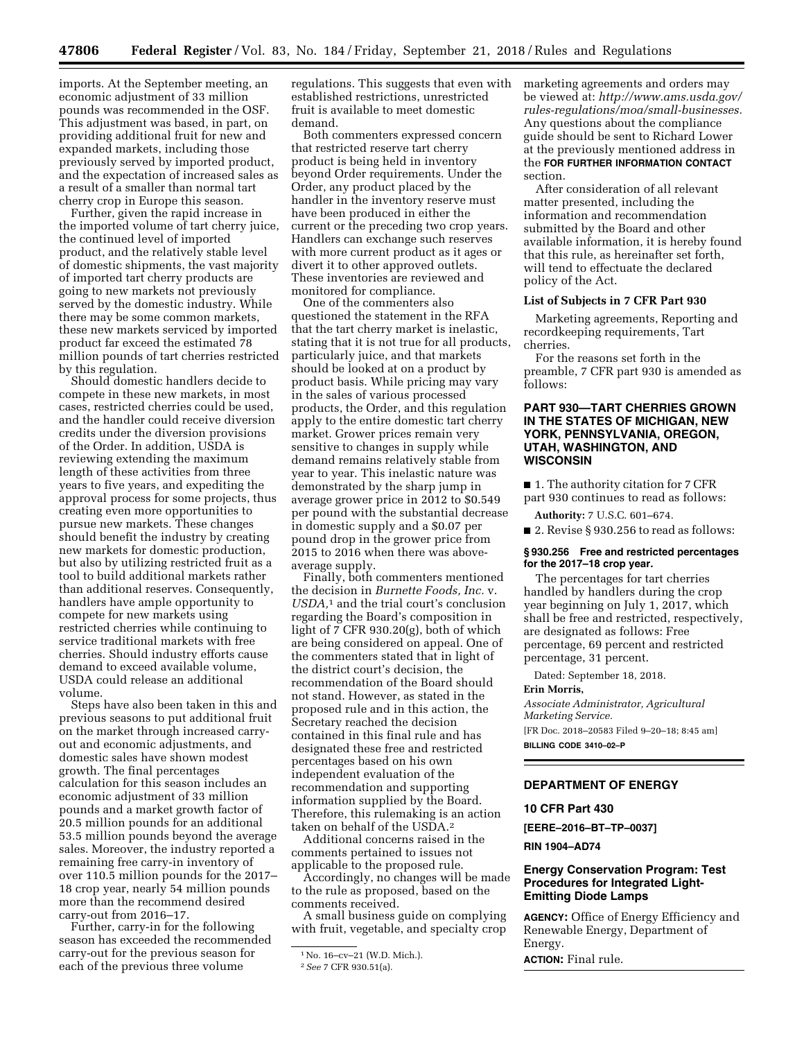imports. At the September meeting, an economic adjustment of 33 million pounds was recommended in the OSF. This adjustment was based, in part, on providing additional fruit for new and expanded markets, including those previously served by imported product, and the expectation of increased sales as a result of a smaller than normal tart cherry crop in Europe this season.

Further, given the rapid increase in the imported volume of tart cherry juice, the continued level of imported product, and the relatively stable level of domestic shipments, the vast majority of imported tart cherry products are going to new markets not previously served by the domestic industry. While there may be some common markets, these new markets serviced by imported product far exceed the estimated 78 million pounds of tart cherries restricted by this regulation.

Should domestic handlers decide to compete in these new markets, in most cases, restricted cherries could be used, and the handler could receive diversion credits under the diversion provisions of the Order. In addition, USDA is reviewing extending the maximum length of these activities from three years to five years, and expediting the approval process for some projects, thus creating even more opportunities to pursue new markets. These changes should benefit the industry by creating new markets for domestic production, but also by utilizing restricted fruit as a tool to build additional markets rather than additional reserves. Consequently, handlers have ample opportunity to compete for new markets using restricted cherries while continuing to service traditional markets with free cherries. Should industry efforts cause demand to exceed available volume, USDA could release an additional volume.

Steps have also been taken in this and previous seasons to put additional fruit on the market through increased carry-out and economic adjustments, and domestic sales have shown modest growth. The final percentages calculation for this season includes an economic adjustment of 33 million pounds and a market growth factor of 20.5 million pounds for an additional 53.5 million pounds beyond the average sales. Moreover, the industry reported a remaining free carry-in inventory of over 110.5 million pounds for the 2017–18 crop year, nearly 54 million pounds more than the recommend desired carry-out from 2016–17.

Further, carry-in for the following season has exceeded the recommended carry-out for the previous season for each of the previous three volume regulations. This suggests that even with established restrictions, unrestricted fruit is available to meet domestic demand.

Both commenters expressed concern that restricted reserve tart cherry product is being held in inventory beyond Order requirements. Under the Order, any product placed by the handler in the inventory reserve must have been produced in either the current or the preceding two crop years. Handlers can exchange such reserves with more current product as it ages or divert it to other approved outlets. These inventories are reviewed and monitored for compliance.

One of the commenters also questioned the statement in the RFA that the tart cherry market is inelastic, stating that it is not true for all products, particularly juice, and that markets should be looked at on a product by product basis. While pricing may vary in the sales of various processed products, the Order, and this regulation apply to the entire domestic tart cherry market. Grower prices remain very sensitive to changes in supply while demand remains relatively stable from year to year. This inelastic nature was demonstrated by the sharp jump in average grower price in 2012 to $0.549 per pound with the substantial decrease in domestic supply and a $0.07 per pound drop in the grower price from 2015 to 2016 when there was above-average supply.

Finally, both commenters mentioned the decision in *Burnette Foods, Inc.* v. *USDA*,[1] and the trial court's conclusion regarding the Board's composition in light of 7 CFR 930.20(g), both of which are being considered on appeal. One of the commenters stated that in light of the district court's decision, the recommendation of the Board should not stand. However, as stated in the proposed rule and in this action, the Secretary reached the decision contained in this final rule and has designated these free and restricted percentages based on his own independent evaluation of the recommendation and supporting information supplied by the Board. Therefore, this rulemaking is an action taken on behalf of the USDA.[2]

Additional concerns raised in the comments pertained to issues not applicable to the proposed rule.

Accordingly, no changes will be made to the rule as proposed, based on the comments received.

A small business guide on complying with fruit, vegetable, and specialty crop marketing agreements and orders may be viewed at: *http://www.ams.usda.gov/rules-regulations/moa/small-businesses.* Any questions about the compliance guide should be sent to Richard Lower at the previously mentioned address in the **FOR FURTHER INFORMATION CONTACT** section.

After consideration of all relevant matter presented, including the information and recommendation submitted by the Board and other available information, it is hereby found that this rule, as hereinafter set forth, will tend to effectuate the declared policy of the Act.

[1] No. 16–cv–21 (W.D. Mich.).

[2] *See* 7 CFR 930.51(a).

### List of Subjects in 7 CFR Part 930

Marketing agreements, Reporting and recordkeeping requirements, Tart cherries.

For the reasons set forth in the preamble, 7 CFR part 930 is amended as follows:

## PART 930—TART CHERRIES GROWN IN THE STATES OF MICHIGAN, NEW YORK, PENNSYLVANIA, OREGON, UTAH, WASHINGTON, AND WISCONSIN

■ 1. The authority citation for 7 CFR part 930 continues to read as follows:

**Authority:** 7 U.S.C. 601–674.

■ 2. Revise § 930.256 to read as follows:

### § 930.256 Free and restricted percentages for the 2017–18 crop year.

The percentages for tart cherries handled by handlers during the crop year beginning on July 1, 2017, which shall be free and restricted, respectively, are designated as follows: Free percentage, 69 percent and restricted percentage, 31 percent.

Dated: September 18, 2018.

**Erin Morris,**

*Associate Administrator, Agricultural Marketing Service.*

[FR Doc. 2018–20583 Filed 9–20–18; 8:45 am]

**BILLING CODE 3410–02–P**

## DEPARTMENT OF ENERGY

### 10 CFR Part 430

**[EERE–2016–BT–TP–0037]**

**RIN 1904–AD74**

## Energy Conservation Program: Test Procedures for Integrated Light-Emitting Diode Lamps

**AGENCY:** Office of Energy Efficiency and Renewable Energy, Department of Energy.

**ACTION:** Final rule.